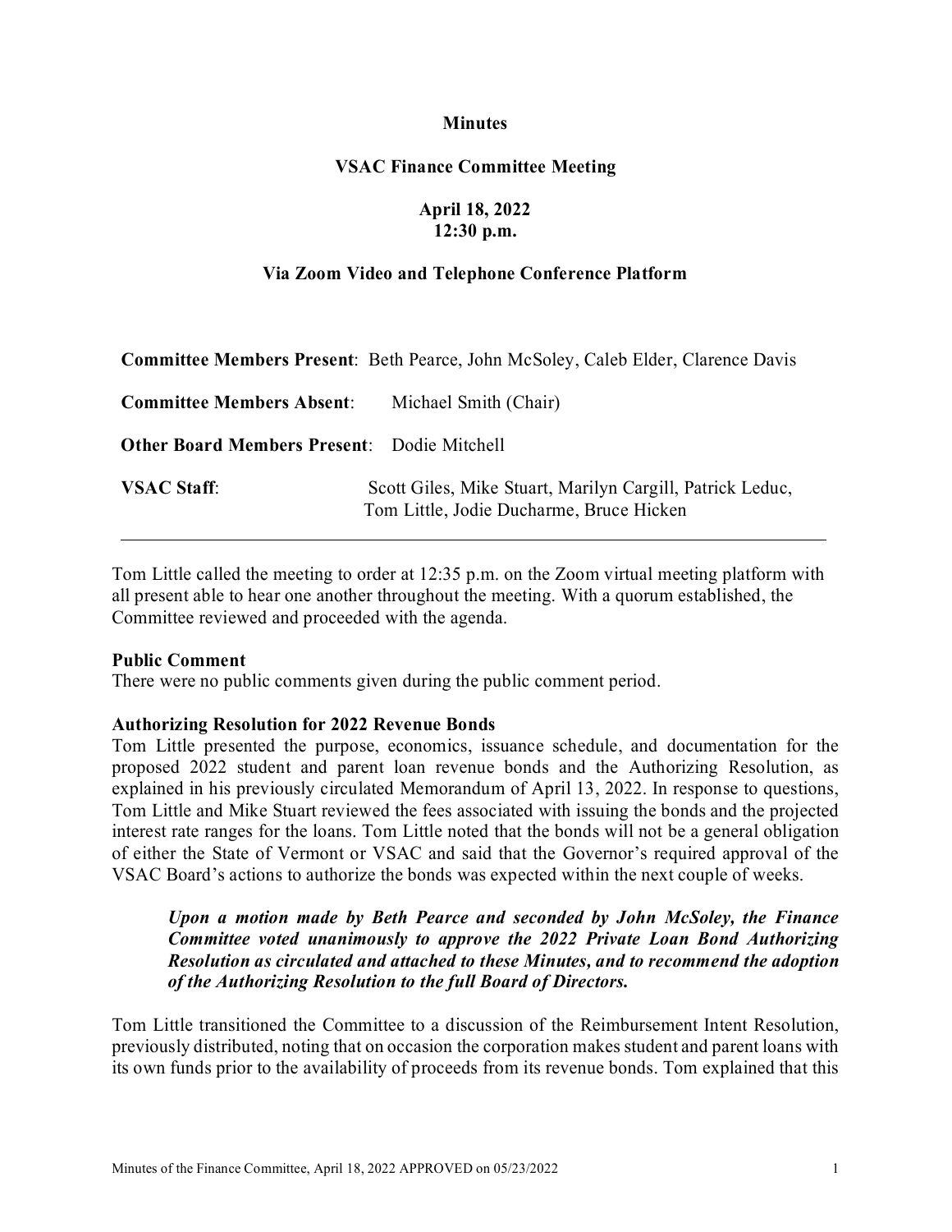**Minutes**

**VSAC Finance Committee Meeting**

**April 18, 2022**
**12:30 p.m.**

**Via Zoom Video and Telephone Conference Platform**

| | |
|---|---|
| **Committee Members Present**: | Beth Pearce, John McSoley, Caleb Elder, Clarence Davis |
| **Committee Members Absent**: | Michael Smith (Chair) |
| **Other Board Members Present**: | Dodie Mitchell |
| **VSAC Staff**: | Scott Giles, Mike Stuart, Marilyn Cargill, Patrick Leduc, Tom Little, Jodie Ducharme, Bruce Hicken |

---

Tom Little called the meeting to order at 12:35 p.m. on the Zoom virtual meeting platform with all present able to hear one another throughout the meeting. With a quorum established, the Committee reviewed and proceeded with the agenda.

**Public Comment**
There were no public comments given during the public comment period.

**Authorizing Resolution for 2022 Revenue Bonds**
Tom Little presented the purpose, economics, issuance schedule, and documentation for the proposed 2022 student and parent loan revenue bonds and the Authorizing Resolution, as explained in his previously circulated Memorandum of April 13, 2022. In response to questions, Tom Little and Mike Stuart reviewed the fees associated with issuing the bonds and the projected interest rate ranges for the loans. Tom Little noted that the bonds will not be a general obligation of either the State of Vermont or VSAC and said that the Governor's required approval of the VSAC Board's actions to authorize the bonds was expected within the next couple of weeks.

> ***Upon a motion made by Beth Pearce and seconded by John McSoley, the Finance Committee voted unanimously to approve the 2022 Private Loan Bond Authorizing Resolution as circulated and attached to these Minutes, and to recommend the adoption of the Authorizing Resolution to the full Board of Directors.***

Tom Little transitioned the Committee to a discussion of the Reimbursement Intent Resolution, previously distributed, noting that on occasion the corporation makes student and parent loans with its own funds prior to the availability of proceeds from its revenue bonds. Tom explained that this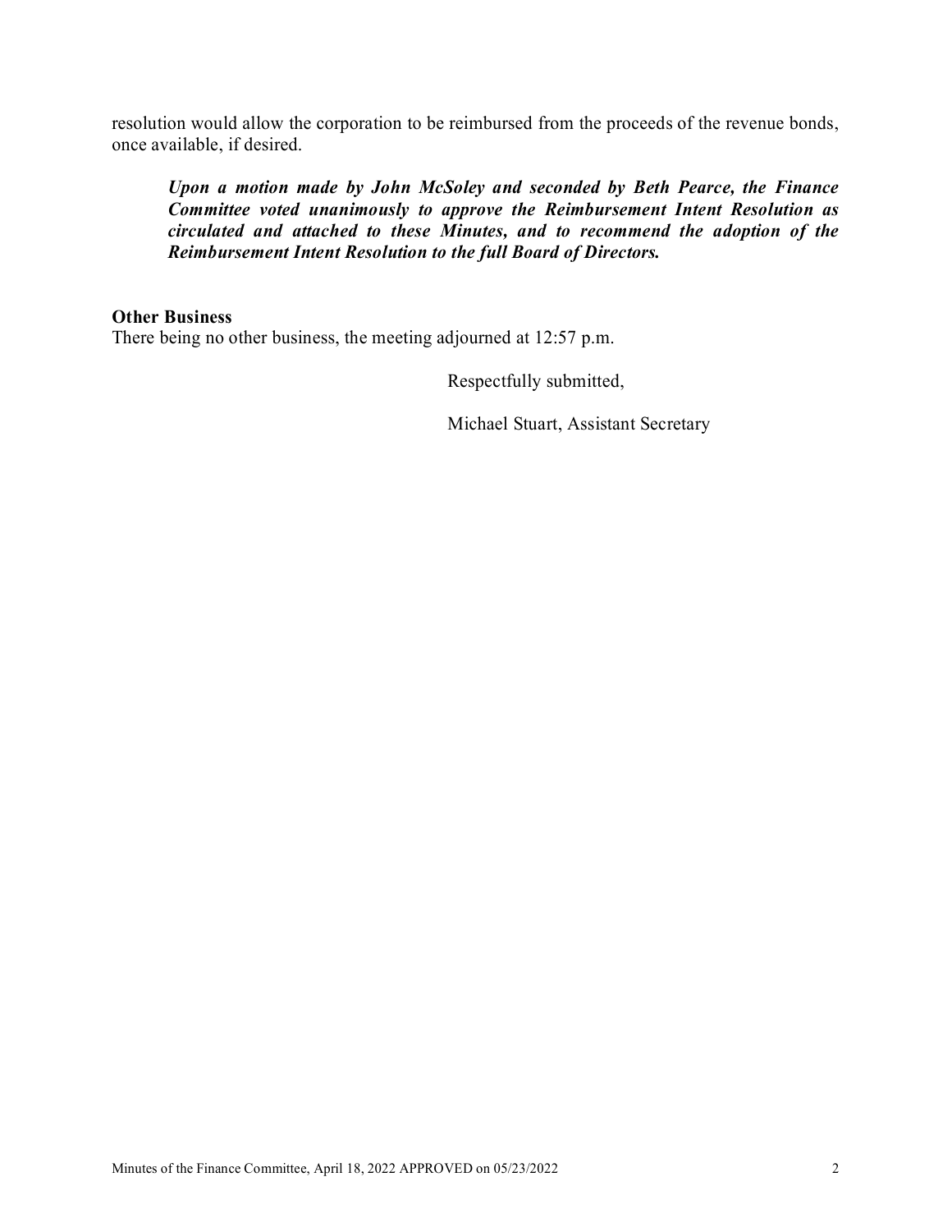resolution would allow the corporation to be reimbursed from the proceeds of the revenue bonds, once available, if desired.

> ***Upon a motion made by John McSoley and seconded by Beth Pearce, the Finance Committee voted unanimously to approve the Reimbursement Intent Resolution as circulated and attached to these Minutes, and to recommend the adoption of the Reimbursement Intent Resolution to the full Board of Directors.***

**Other Business**

There being no other business, the meeting adjourned at 12:57 p.m.

Respectfully submitted,

Michael Stuart, Assistant Secretary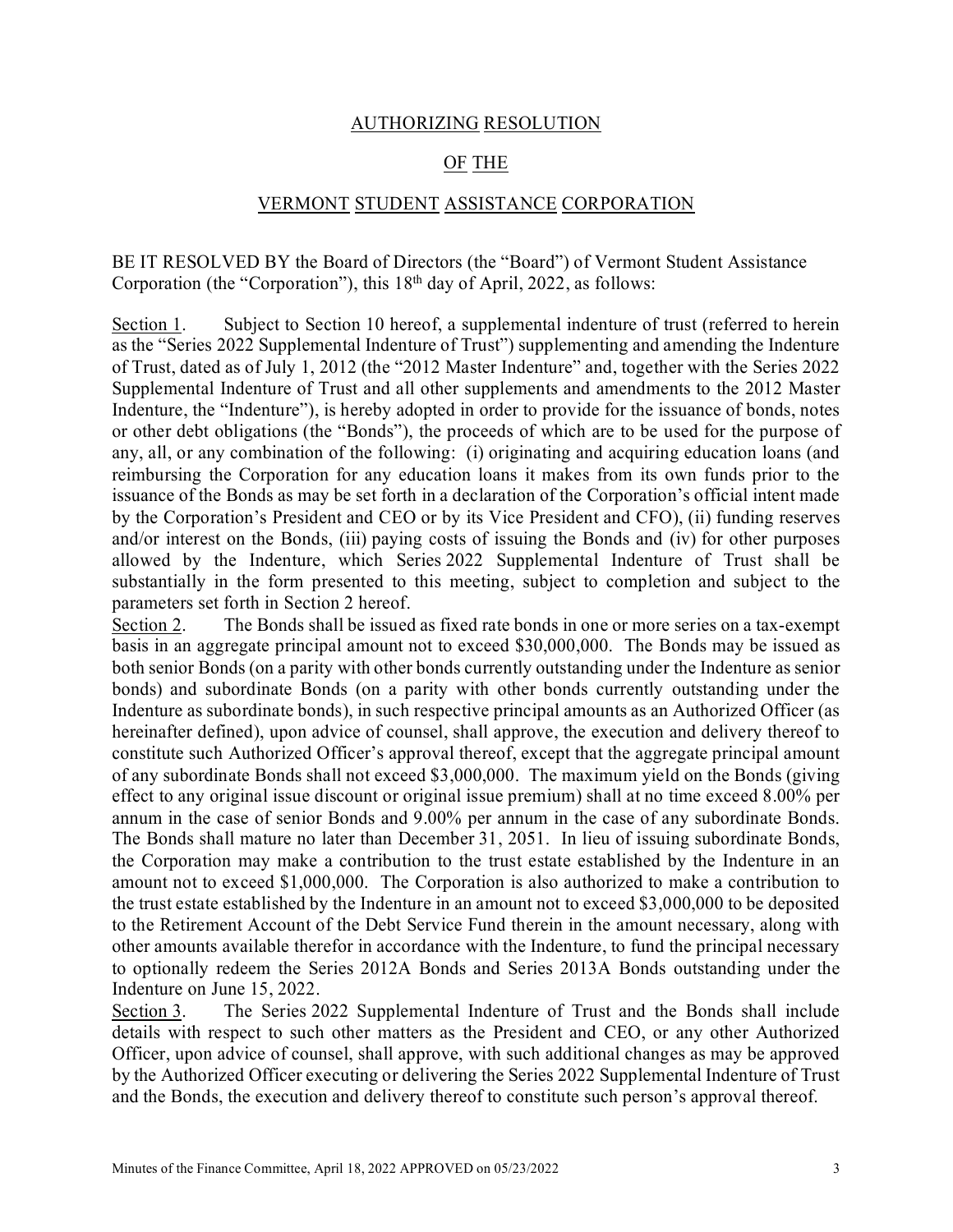## AUTHORIZING RESOLUTION

## OF THE

## VERMONT STUDENT ASSISTANCE CORPORATION

BE IT RESOLVED BY the Board of Directors (the "Board") of Vermont Student Assistance Corporation (the "Corporation"), this 18th day of April, 2022, as follows:

Section 1. Subject to Section 10 hereof, a supplemental indenture of trust (referred to herein as the "Series 2022 Supplemental Indenture of Trust") supplementing and amending the Indenture of Trust, dated as of July 1, 2012 (the "2012 Master Indenture" and, together with the Series 2022 Supplemental Indenture of Trust and all other supplements and amendments to the 2012 Master Indenture, the "Indenture"), is hereby adopted in order to provide for the issuance of bonds, notes or other debt obligations (the "Bonds"), the proceeds of which are to be used for the purpose of any, all, or any combination of the following: (i) originating and acquiring education loans (and reimbursing the Corporation for any education loans it makes from its own funds prior to the issuance of the Bonds as may be set forth in a declaration of the Corporation's official intent made by the Corporation's President and CEO or by its Vice President and CFO), (ii) funding reserves and/or interest on the Bonds, (iii) paying costs of issuing the Bonds and (iv) for other purposes allowed by the Indenture, which Series 2022 Supplemental Indenture of Trust shall be substantially in the form presented to this meeting, subject to completion and subject to the parameters set forth in Section 2 hereof.

Section 2. The Bonds shall be issued as fixed rate bonds in one or more series on a tax-exempt basis in an aggregate principal amount not to exceed $30,000,000. The Bonds may be issued as both senior Bonds (on a parity with other bonds currently outstanding under the Indenture as senior bonds) and subordinate Bonds (on a parity with other bonds currently outstanding under the Indenture as subordinate bonds), in such respective principal amounts as an Authorized Officer (as hereinafter defined), upon advice of counsel, shall approve, the execution and delivery thereof to constitute such Authorized Officer's approval thereof, except that the aggregate principal amount of any subordinate Bonds shall not exceed $3,000,000. The maximum yield on the Bonds (giving effect to any original issue discount or original issue premium) shall at no time exceed 8.00% per annum in the case of senior Bonds and 9.00% per annum in the case of any subordinate Bonds. The Bonds shall mature no later than December 31, 2051. In lieu of issuing subordinate Bonds, the Corporation may make a contribution to the trust estate established by the Indenture in an amount not to exceed $1,000,000. The Corporation is also authorized to make a contribution to the trust estate established by the Indenture in an amount not to exceed $3,000,000 to be deposited to the Retirement Account of the Debt Service Fund therein in the amount necessary, along with other amounts available therefor in accordance with the Indenture, to fund the principal necessary to optionally redeem the Series 2012A Bonds and Series 2013A Bonds outstanding under the Indenture on June 15, 2022.

Section 3. The Series 2022 Supplemental Indenture of Trust and the Bonds shall include details with respect to such other matters as the President and CEO, or any other Authorized Officer, upon advice of counsel, shall approve, with such additional changes as may be approved by the Authorized Officer executing or delivering the Series 2022 Supplemental Indenture of Trust and the Bonds, the execution and delivery thereof to constitute such person's approval thereof.

Minutes of the Finance Committee, April 18, 2022 APPROVED on 05/23/2022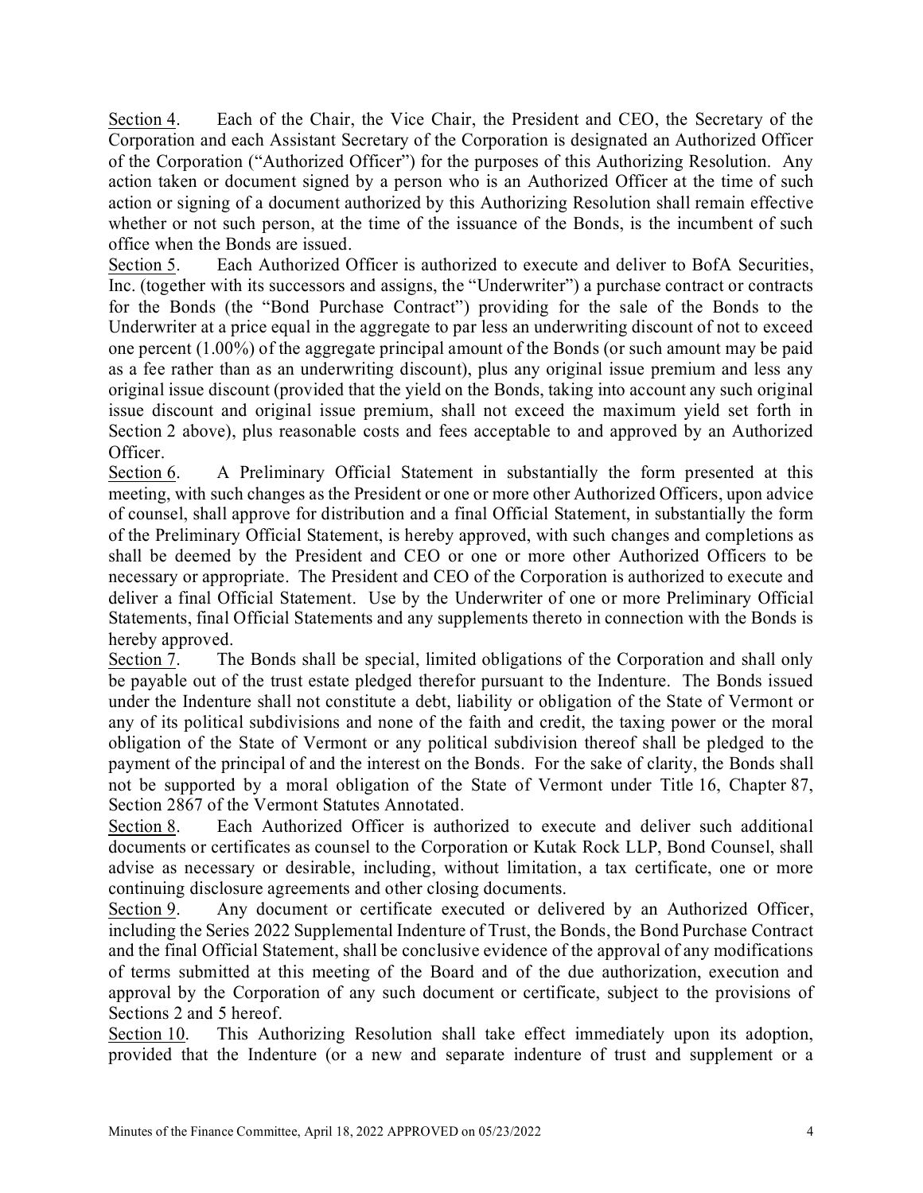Section 4. Each of the Chair, the Vice Chair, the President and CEO, the Secretary of the Corporation and each Assistant Secretary of the Corporation is designated an Authorized Officer of the Corporation ("Authorized Officer") for the purposes of this Authorizing Resolution. Any action taken or document signed by a person who is an Authorized Officer at the time of such action or signing of a document authorized by this Authorizing Resolution shall remain effective whether or not such person, at the time of the issuance of the Bonds, is the incumbent of such office when the Bonds are issued.

Section 5. Each Authorized Officer is authorized to execute and deliver to BofA Securities, Inc. (together with its successors and assigns, the "Underwriter") a purchase contract or contracts for the Bonds (the "Bond Purchase Contract") providing for the sale of the Bonds to the Underwriter at a price equal in the aggregate to par less an underwriting discount of not to exceed one percent (1.00%) of the aggregate principal amount of the Bonds (or such amount may be paid as a fee rather than as an underwriting discount), plus any original issue premium and less any original issue discount (provided that the yield on the Bonds, taking into account any such original issue discount and original issue premium, shall not exceed the maximum yield set forth in Section 2 above), plus reasonable costs and fees acceptable to and approved by an Authorized Officer.

Section 6. A Preliminary Official Statement in substantially the form presented at this meeting, with such changes as the President or one or more other Authorized Officers, upon advice of counsel, shall approve for distribution and a final Official Statement, in substantially the form of the Preliminary Official Statement, is hereby approved, with such changes and completions as shall be deemed by the President and CEO or one or more other Authorized Officers to be necessary or appropriate. The President and CEO of the Corporation is authorized to execute and deliver a final Official Statement. Use by the Underwriter of one or more Preliminary Official Statements, final Official Statements and any supplements thereto in connection with the Bonds is hereby approved.

Section 7. The Bonds shall be special, limited obligations of the Corporation and shall only be payable out of the trust estate pledged therefor pursuant to the Indenture. The Bonds issued under the Indenture shall not constitute a debt, liability or obligation of the State of Vermont or any of its political subdivisions and none of the faith and credit, the taxing power or the moral obligation of the State of Vermont or any political subdivision thereof shall be pledged to the payment of the principal of and the interest on the Bonds. For the sake of clarity, the Bonds shall not be supported by a moral obligation of the State of Vermont under Title 16, Chapter 87, Section 2867 of the Vermont Statutes Annotated.

Section 8. Each Authorized Officer is authorized to execute and deliver such additional documents or certificates as counsel to the Corporation or Kutak Rock LLP, Bond Counsel, shall advise as necessary or desirable, including, without limitation, a tax certificate, one or more continuing disclosure agreements and other closing documents.

Section 9. Any document or certificate executed or delivered by an Authorized Officer, including the Series 2022 Supplemental Indenture of Trust, the Bonds, the Bond Purchase Contract and the final Official Statement, shall be conclusive evidence of the approval of any modifications of terms submitted at this meeting of the Board and of the due authorization, execution and approval by the Corporation of any such document or certificate, subject to the provisions of Sections 2 and 5 hereof.

Section 10. This Authorizing Resolution shall take effect immediately upon its adoption, provided that the Indenture (or a new and separate indenture of trust and supplement or a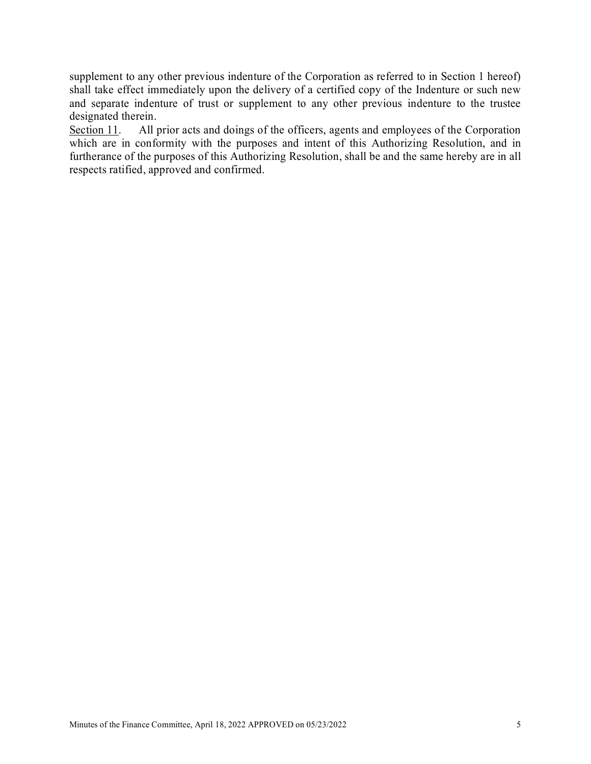supplement to any other previous indenture of the Corporation as referred to in Section 1 hereof) shall take effect immediately upon the delivery of a certified copy of the Indenture or such new and separate indenture of trust or supplement to any other previous indenture to the trustee designated therein.

Section 11. All prior acts and doings of the officers, agents and employees of the Corporation which are in conformity with the purposes and intent of this Authorizing Resolution, and in furtherance of the purposes of this Authorizing Resolution, shall be and the same hereby are in all respects ratified, approved and confirmed.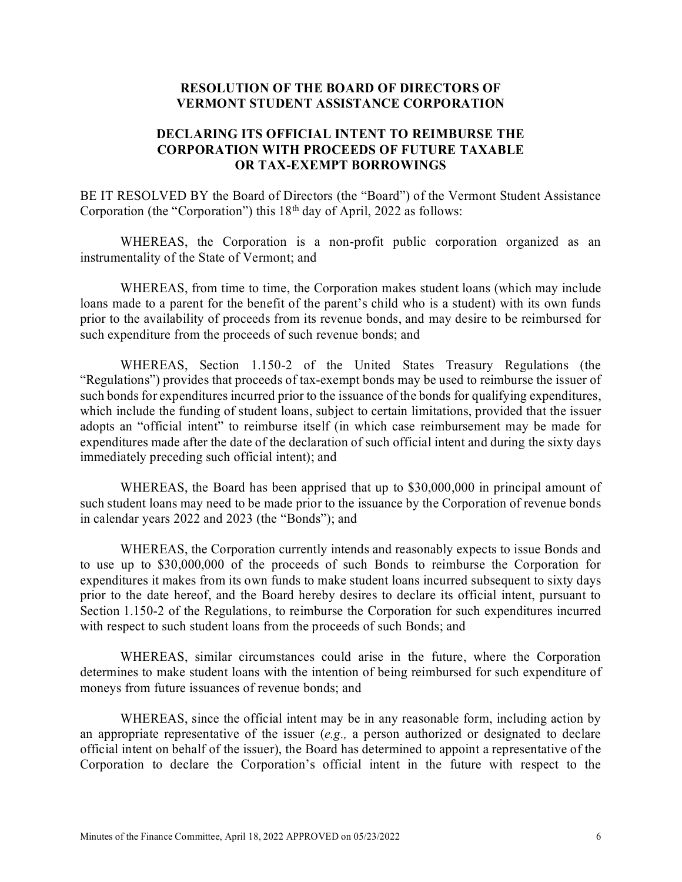**RESOLUTION OF THE BOARD OF DIRECTORS OF VERMONT STUDENT ASSISTANCE CORPORATION**

**DECLARING ITS OFFICIAL INTENT TO REIMBURSE THE CORPORATION WITH PROCEEDS OF FUTURE TAXABLE OR TAX-EXEMPT BORROWINGS**

BE IT RESOLVED BY the Board of Directors (the "Board") of the Vermont Student Assistance Corporation (the "Corporation") this 18th day of April, 2022 as follows:

WHEREAS, the Corporation is a non-profit public corporation organized as an instrumentality of the State of Vermont; and

WHEREAS, from time to time, the Corporation makes student loans (which may include loans made to a parent for the benefit of the parent's child who is a student) with its own funds prior to the availability of proceeds from its revenue bonds, and may desire to be reimbursed for such expenditure from the proceeds of such revenue bonds; and

WHEREAS, Section 1.150-2 of the United States Treasury Regulations (the "Regulations") provides that proceeds of tax-exempt bonds may be used to reimburse the issuer of such bonds for expenditures incurred prior to the issuance of the bonds for qualifying expenditures, which include the funding of student loans, subject to certain limitations, provided that the issuer adopts an "official intent" to reimburse itself (in which case reimbursement may be made for expenditures made after the date of the declaration of such official intent and during the sixty days immediately preceding such official intent); and

WHEREAS, the Board has been apprised that up to $30,000,000 in principal amount of such student loans may need to be made prior to the issuance by the Corporation of revenue bonds in calendar years 2022 and 2023 (the "Bonds"); and

WHEREAS, the Corporation currently intends and reasonably expects to issue Bonds and to use up to $30,000,000 of the proceeds of such Bonds to reimburse the Corporation for expenditures it makes from its own funds to make student loans incurred subsequent to sixty days prior to the date hereof, and the Board hereby desires to declare its official intent, pursuant to Section 1.150-2 of the Regulations, to reimburse the Corporation for such expenditures incurred with respect to such student loans from the proceeds of such Bonds; and

WHEREAS, similar circumstances could arise in the future, where the Corporation determines to make student loans with the intention of being reimbursed for such expenditure of moneys from future issuances of revenue bonds; and

WHEREAS, since the official intent may be in any reasonable form, including action by an appropriate representative of the issuer (*e.g.,* a person authorized or designated to declare official intent on behalf of the issuer), the Board has determined to appoint a representative of the Corporation to declare the Corporation's official intent in the future with respect to the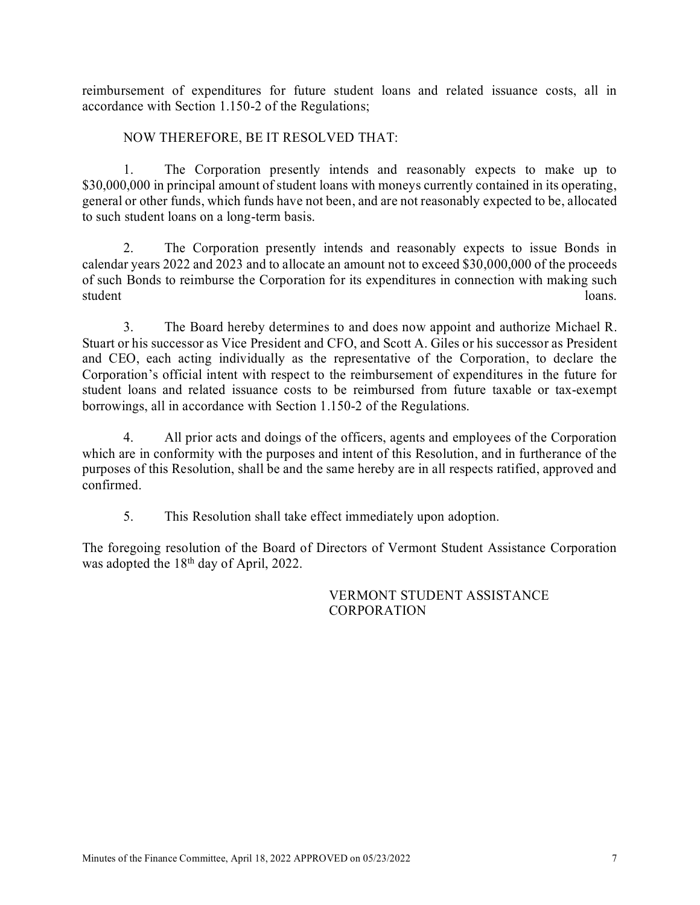reimbursement of expenditures for future student loans and related issuance costs, all in accordance with Section 1.150-2 of the Regulations;

NOW THEREFORE, BE IT RESOLVED THAT:

1. The Corporation presently intends and reasonably expects to make up to $30,000,000 in principal amount of student loans with moneys currently contained in its operating, general or other funds, which funds have not been, and are not reasonably expected to be, allocated to such student loans on a long-term basis.

2. The Corporation presently intends and reasonably expects to issue Bonds in calendar years 2022 and 2023 and to allocate an amount not to exceed $30,000,000 of the proceeds of such Bonds to reimburse the Corporation for its expenditures in connection with making such student loans.

3. The Board hereby determines to and does now appoint and authorize Michael R. Stuart or his successor as Vice President and CFO, and Scott A. Giles or his successor as President and CEO, each acting individually as the representative of the Corporation, to declare the Corporation's official intent with respect to the reimbursement of expenditures in the future for student loans and related issuance costs to be reimbursed from future taxable or tax-exempt borrowings, all in accordance with Section 1.150-2 of the Regulations.

4. All prior acts and doings of the officers, agents and employees of the Corporation which are in conformity with the purposes and intent of this Resolution, and in furtherance of the purposes of this Resolution, shall be and the same hereby are in all respects ratified, approved and confirmed.

5. This Resolution shall take effect immediately upon adoption.

The foregoing resolution of the Board of Directors of Vermont Student Assistance Corporation was adopted the 18th day of April, 2022.

VERMONT STUDENT ASSISTANCE CORPORATION

Minutes of the Finance Committee, April 18, 2022 APPROVED on 05/23/2022